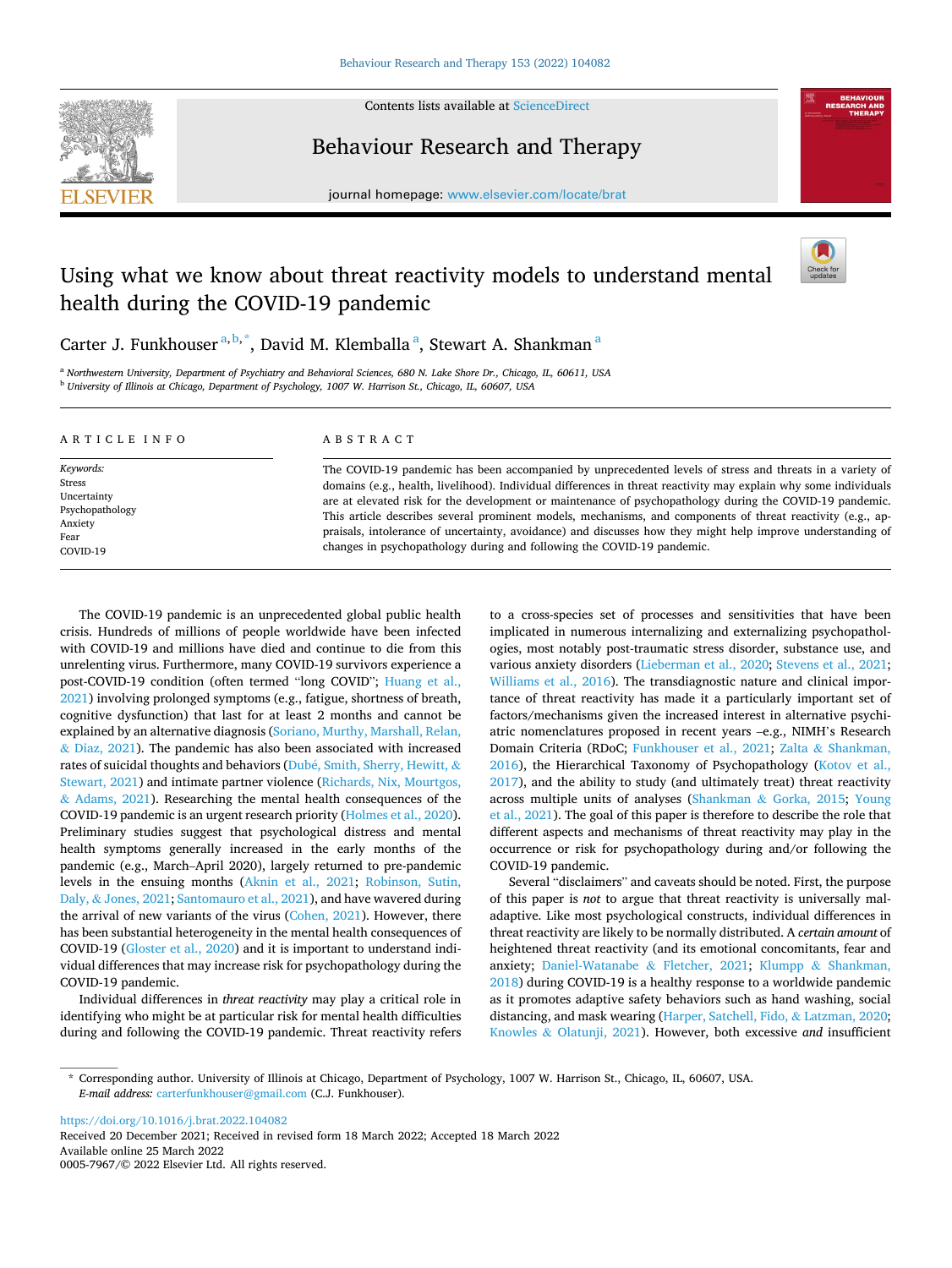# Using what we know about threat reactivity models to understand mental health during the COVID-19 pandemic

Carter J. Funkhouser [a,b,*], David M. Klemballa [a], Stewart A. Shankman [a]

[a] Northwestern University, Department of Psychiatry and Behavioral Sciences, 680 N. Lake Shore Dr., Chicago, IL, 60611, USA
[b] University of Illinois at Chicago, Department of Psychology, 1007 W. Harrison St., Chicago, IL, 60607, USA

## ARTICLE INFO

*Keywords:*
Stress
Uncertainty
Psychopathology
Anxiety
Fear
COVID-19

## ABSTRACT

The COVID-19 pandemic has been accompanied by unprecedented levels of stress and threats in a variety of domains (e.g., health, livelihood). Individual differences in threat reactivity may explain why some individuals are at elevated risk for the development or maintenance of psychopathology during the COVID-19 pandemic. This article describes several prominent models, mechanisms, and components of threat reactivity (e.g., appraisals, intolerance of uncertainty, avoidance) and discusses how they might help improve understanding of changes in psychopathology during and following the COVID-19 pandemic.

The COVID-19 pandemic is an unprecedented global public health crisis. Hundreds of millions of people worldwide have been infected with COVID-19 and millions have died and continue to die from this unrelenting virus. Furthermore, many COVID-19 survivors experience a post-COVID-19 condition (often termed "long COVID"; Huang et al., 2021) involving prolonged symptoms (e.g., fatigue, shortness of breath, cognitive dysfunction) that last for at least 2 months and cannot be explained by an alternative diagnosis (Soriano, Murthy, Marshall, Relan, & Diaz, 2021). The pandemic has also been associated with increased rates of suicidal thoughts and behaviors (Dubé, Smith, Sherry, Hewitt, & Stewart, 2021) and intimate partner violence (Richards, Nix, Mourtgos, & Adams, 2021). Researching the mental health consequences of the COVID-19 pandemic is an urgent research priority (Holmes et al., 2020). Preliminary studies suggest that psychological distress and mental health symptoms generally increased in the early months of the pandemic (e.g., March–April 2020), largely returned to pre-pandemic levels in the ensuing months (Aknin et al., 2021; Robinson, Sutin, Daly, & Jones, 2021; Santomauro et al., 2021), and have wavered during the arrival of new variants of the virus (Cohen, 2021). However, there has been substantial heterogeneity in the mental health consequences of COVID-19 (Gloster et al., 2020) and it is important to understand individual differences that may increase risk for psychopathology during the COVID-19 pandemic.

Individual differences in *threat reactivity* may play a critical role in identifying who might be at particular risk for mental health difficulties during and following the COVID-19 pandemic. Threat reactivity refers to a cross-species set of processes and sensitivities that have been implicated in numerous internalizing and externalizing psychopathologies, most notably post-traumatic stress disorder, substance use, and various anxiety disorders (Lieberman et al., 2020; Stevens et al., 2021; Williams et al., 2016). The transdiagnostic nature and clinical importance of threat reactivity has made it a particularly important set of factors/mechanisms given the increased interest in alternative psychiatric nomenclatures proposed in recent years –e.g., NIMH's Research Domain Criteria (RDoC; Funkhouser et al., 2021; Zalta & Shankman, 2016), the Hierarchical Taxonomy of Psychopathology (Kotov et al., 2017), and the ability to study (and ultimately treat) threat reactivity across multiple units of analyses (Shankman & Gorka, 2015; Young et al., 2021). The goal of this paper is therefore to describe the role that different aspects and mechanisms of threat reactivity may play in the occurrence or risk for psychopathology during and/or following the COVID-19 pandemic.

Several "disclaimers" and caveats should be noted. First, the purpose of this paper is *not* to argue that threat reactivity is universally maladaptive. Like most psychological constructs, individual differences in threat reactivity are likely to be normally distributed. A *certain amount* of heightened threat reactivity (and its emotional concomitants, fear and anxiety; Daniel-Watanabe & Fletcher, 2021; Klumpp & Shankman, 2018) during COVID-19 is a healthy response to a worldwide pandemic as it promotes adaptive safety behaviors such as hand washing, social distancing, and mask wearing (Harper, Satchell, Fido, & Latzman, 2020; Knowles & Olatunji, 2021). However, both excessive *and* insufficient

* Corresponding author. University of Illinois at Chicago, Department of Psychology, 1007 W. Harrison St., Chicago, IL, 60607, USA.
*E-mail address:* carterfunkhouser@gmail.com (C.J. Funkhouser).

https://doi.org/10.1016/j.brat.2022.104082
Received 20 December 2021; Received in revised form 18 March 2022; Accepted 18 March 2022
Available online 25 March 2022
0005-7967/© 2022 Elsevier Ltd. All rights reserved.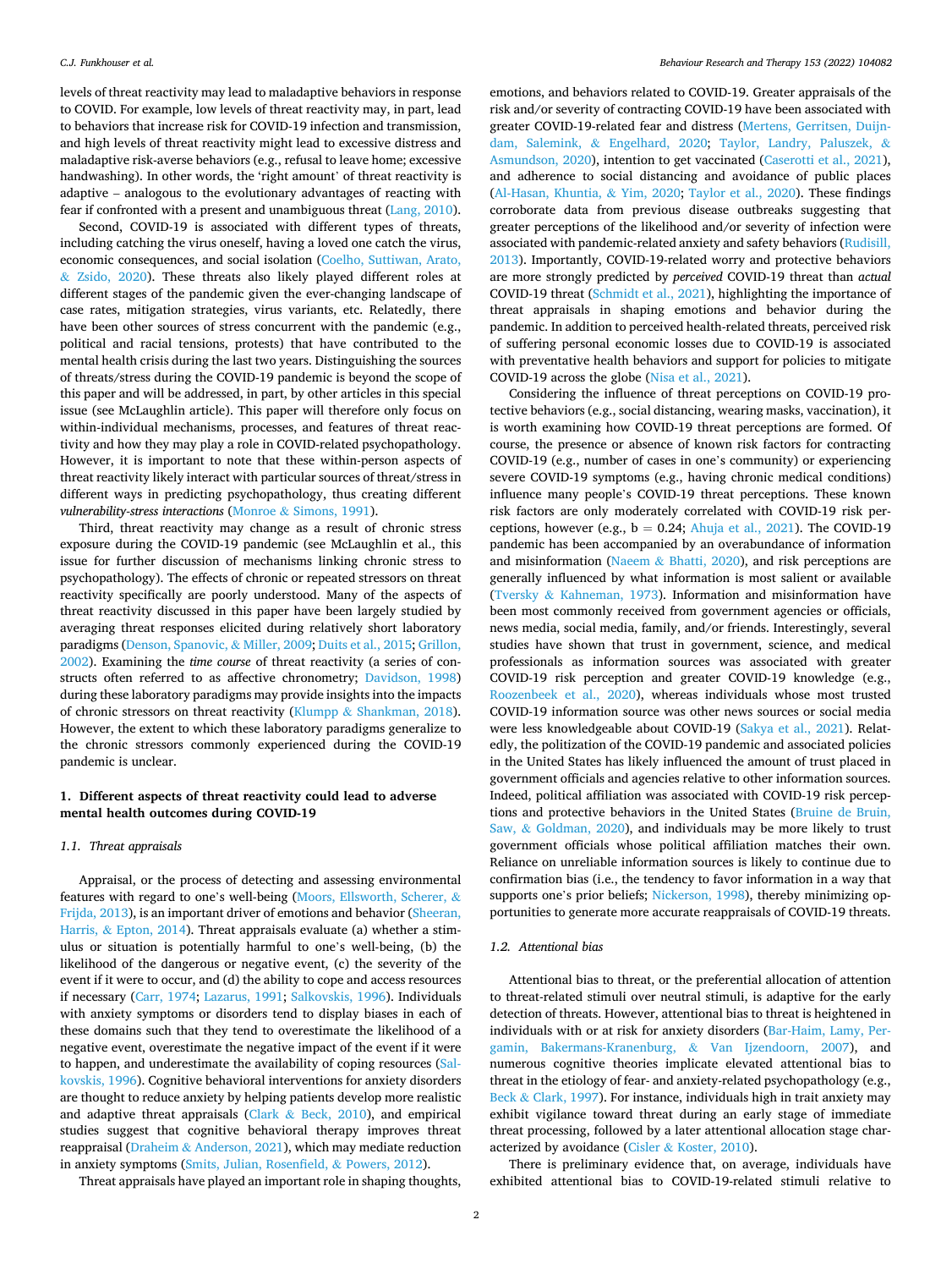levels of threat reactivity may lead to maladaptive behaviors in response to COVID. For example, low levels of threat reactivity may, in part, lead to behaviors that increase risk for COVID-19 infection and transmission, and high levels of threat reactivity might lead to excessive distress and maladaptive risk-averse behaviors (e.g., refusal to leave home; excessive handwashing). In other words, the 'right amount' of threat reactivity is adaptive – analogous to the evolutionary advantages of reacting with fear if confronted with a present and unambiguous threat (Lang, 2010).

Second, COVID-19 is associated with different types of threats, including catching the virus oneself, having a loved one catch the virus, economic consequences, and social isolation (Coelho, Suttiwan, Arato, & Zsido, 2020). These threats also likely played different roles at different stages of the pandemic given the ever-changing landscape of case rates, mitigation strategies, virus variants, etc. Relatedly, there have been other sources of stress concurrent with the pandemic (e.g., political and racial tensions, protests) that have contributed to the mental health crisis during the last two years. Distinguishing the sources of threats/stress during the COVID-19 pandemic is beyond the scope of this paper and will be addressed, in part, by other articles in this special issue (see McLaughlin article). This paper will therefore only focus on within-individual mechanisms, processes, and features of threat reactivity and how they may play a role in COVID-related psychopathology. However, it is important to note that these within-person aspects of threat reactivity likely interact with particular sources of threat/stress in different ways in predicting psychopathology, thus creating different *vulnerability-stress interactions* (Monroe & Simons, 1991).

Third, threat reactivity may change as a result of chronic stress exposure during the COVID-19 pandemic (see McLaughlin et al., this issue for further discussion of mechanisms linking chronic stress to psychopathology). The effects of chronic or repeated stressors on threat reactivity specifically are poorly understood. Many of the aspects of threat reactivity discussed in this paper have been largely studied by averaging threat responses elicited during relatively short laboratory paradigms (Denson, Spanovic, & Miller, 2009; Duits et al., 2015; Grillon, 2002). Examining the *time course* of threat reactivity (a series of constructs often referred to as affective chronometry; Davidson, 1998) during these laboratory paradigms may provide insights into the impacts of chronic stressors on threat reactivity (Klumpp & Shankman, 2018). However, the extent to which these laboratory paradigms generalize to the chronic stressors commonly experienced during the COVID-19 pandemic is unclear.

## 1. Different aspects of threat reactivity could lead to adverse mental health outcomes during COVID-19

### 1.1. Threat appraisals

Appraisal, or the process of detecting and assessing environmental features with regard to one's well-being (Moors, Ellsworth, Scherer, & Frijda, 2013), is an important driver of emotions and behavior (Sheeran, Harris, & Epton, 2014). Threat appraisals evaluate (a) whether a stimulus or situation is potentially harmful to one's well-being, (b) the likelihood of the dangerous or negative event, (c) the severity of the event if it were to occur, and (d) the ability to cope and access resources if necessary (Carr, 1974; Lazarus, 1991; Salkovskis, 1996). Individuals with anxiety symptoms or disorders tend to display biases in each of these domains such that they tend to overestimate the likelihood of a negative event, overestimate the negative impact of the event if it were to happen, and underestimate the availability of coping resources (Salkovskis, 1996). Cognitive behavioral interventions for anxiety disorders are thought to reduce anxiety by helping patients develop more realistic and adaptive threat appraisals (Clark & Beck, 2010), and empirical studies suggest that cognitive behavioral therapy improves threat reappraisal (Draheim & Anderson, 2021), which may mediate reduction in anxiety symptoms (Smits, Julian, Rosenfield, & Powers, 2012).

Threat appraisals have played an important role in shaping thoughts, emotions, and behaviors related to COVID-19. Greater appraisals of the risk and/or severity of contracting COVID-19 have been associated with greater COVID-19-related fear and distress (Mertens, Gerritsen, Duijndam, Salemink, & Engelhard, 2020; Taylor, Landry, Paluszek, & Asmundson, 2020), intention to get vaccinated (Caserotti et al., 2021), and adherence to social distancing and avoidance of public places (Al-Hasan, Khuntia, & Yim, 2020; Taylor et al., 2020). These findings corroborate data from previous disease outbreaks suggesting that greater perceptions of the likelihood and/or severity of infection were associated with pandemic-related anxiety and safety behaviors (Rudisill, 2013). Importantly, COVID-19-related worry and protective behaviors are more strongly predicted by *perceived* COVID-19 threat than *actual* COVID-19 threat (Schmidt et al., 2021), highlighting the importance of threat appraisals in shaping emotions and behavior during the pandemic. In addition to perceived health-related threats, perceived risk of suffering personal economic losses due to COVID-19 is associated with preventative health behaviors and support for policies to mitigate COVID-19 across the globe (Nisa et al., 2021).

Considering the influence of threat perceptions on COVID-19 protective behaviors (e.g., social distancing, wearing masks, vaccination), it is worth examining how COVID-19 threat perceptions are formed. Of course, the presence or absence of known risk factors for contracting COVID-19 (e.g., number of cases in one's community) or experiencing severe COVID-19 symptoms (e.g., having chronic medical conditions) influence many people's COVID-19 threat perceptions. These known risk factors are only moderately correlated with COVID-19 risk perceptions, however (e.g., $b = 0.24$; Ahuja et al., 2021). The COVID-19 pandemic has been accompanied by an overabundance of information and misinformation (Naeem & Bhatti, 2020), and risk perceptions are generally influenced by what information is most salient or available (Tversky & Kahneman, 1973). Information and misinformation have been most commonly received from government agencies or officials, news media, social media, family, and/or friends. Interestingly, several studies have shown that trust in government, science, and medical professionals as information sources was associated with greater COVID-19 risk perception and greater COVID-19 knowledge (e.g., Roozenbeek et al., 2020), whereas individuals whose most trusted COVID-19 information source was other news sources or social media were less knowledgeable about COVID-19 (Sakya et al., 2021). Relatedly, the politization of the COVID-19 pandemic and associated policies in the United States has likely influenced the amount of trust placed in government officials and agencies relative to other information sources. Indeed, political affiliation was associated with COVID-19 risk perceptions and protective behaviors in the United States (Bruine de Bruin, Saw, & Goldman, 2020), and individuals may be more likely to trust government officials whose political affiliation matches their own. Reliance on unreliable information sources is likely to continue due to confirmation bias (i.e., the tendency to favor information in a way that supports one's prior beliefs; Nickerson, 1998), thereby minimizing opportunities to generate more accurate reappraisals of COVID-19 threats.

### 1.2. Attentional bias

Attentional bias to threat, or the preferential allocation of attention to threat-related stimuli over neutral stimuli, is adaptive for the early detection of threats. However, attentional bias to threat is heightened in individuals with or at risk for anxiety disorders (Bar-Haim, Lamy, Pergamin, Bakermans-Kranenburg, & Van Ijzendoorn, 2007), and numerous cognitive theories implicate elevated attentional bias to threat in the etiology of fear- and anxiety-related psychopathology (e.g., Beck & Clark, 1997). For instance, individuals high in trait anxiety may exhibit vigilance toward threat during an early stage of immediate threat processing, followed by a later attentional allocation stage characterized by avoidance (Cisler & Koster, 2010).

There is preliminary evidence that, on average, individuals have exhibited attentional bias to COVID-19-related stimuli relative to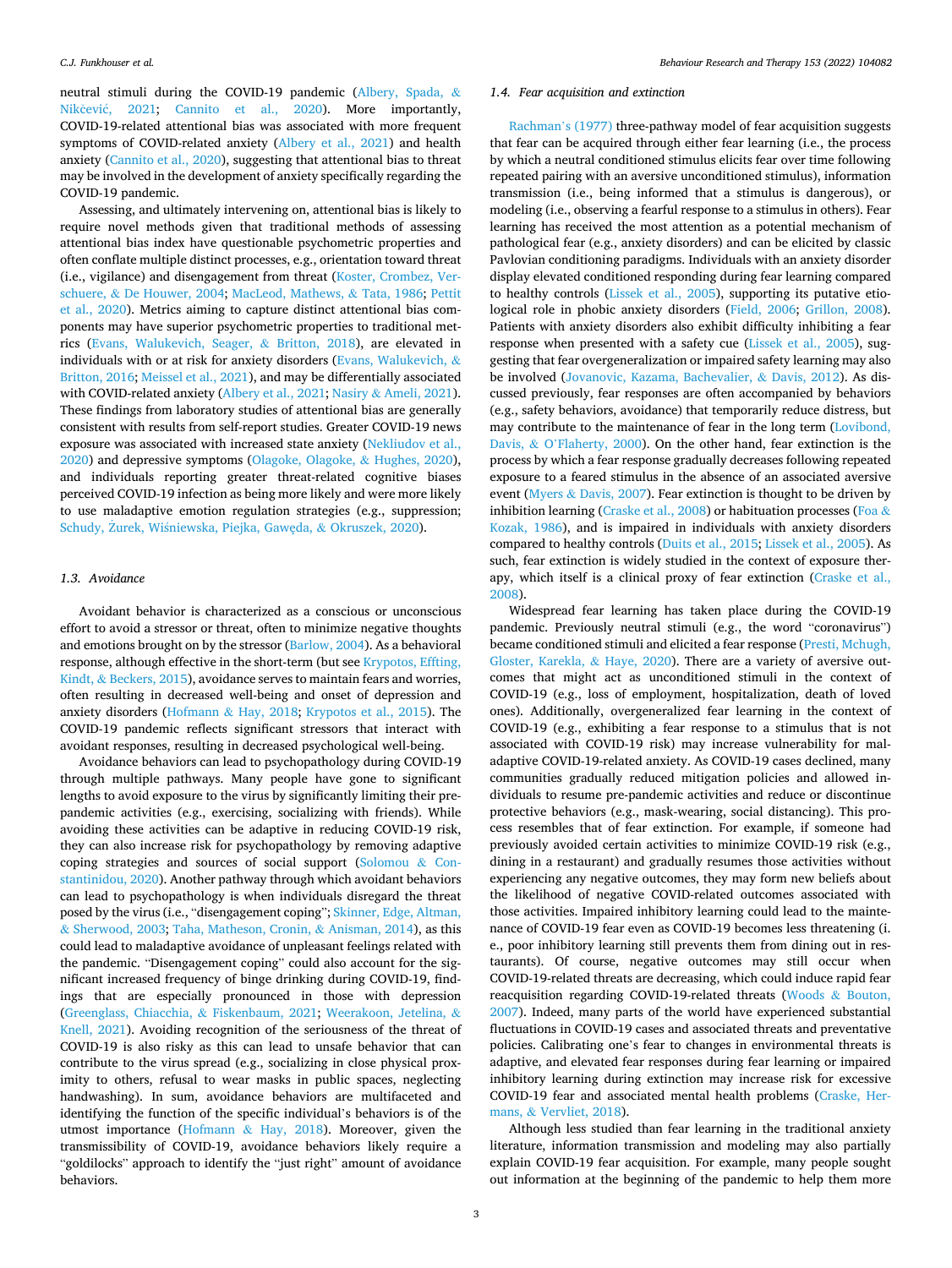neutral stimuli during the COVID-19 pandemic (Albery, Spada, & Nikčević, 2021; Cannito et al., 2020). More importantly, COVID-19-related attentional bias was associated with more frequent symptoms of COVID-related anxiety (Albery et al., 2021) and health anxiety (Cannito et al., 2020), suggesting that attentional bias to threat may be involved in the development of anxiety specifically regarding the COVID-19 pandemic.

Assessing, and ultimately intervening on, attentional bias is likely to require novel methods given that traditional methods of assessing attentional bias index have questionable psychometric properties and often conflate multiple distinct processes, e.g., orientation toward threat (i.e., vigilance) and disengagement from threat (Koster, Crombez, Verschuere, & De Houwer, 2004; MacLeod, Mathews, & Tata, 1986; Pettit et al., 2020). Metrics aiming to capture distinct attentional bias components may have superior psychometric properties to traditional metrics (Evans, Walukevich, Seager, & Britton, 2018), are elevated in individuals with or at risk for anxiety disorders (Evans, Walukevich, & Britton, 2016; Meissel et al., 2021), and may be differentially associated with COVID-related anxiety (Albery et al., 2021; Nasiry & Ameli, 2021). These findings from laboratory studies of attentional bias are generally consistent with results from self-report studies. Greater COVID-19 news exposure was associated with increased state anxiety (Nekliudov et al., 2020) and depressive symptoms (Olagoke, Olagoke, & Hughes, 2020), and individuals reporting greater threat-related cognitive biases perceived COVID-19 infection as being more likely and were more likely to use maladaptive emotion regulation strategies (e.g., suppression; Schudy, Żurek, Wiśniewska, Piejka, Gawęda, & Okruszek, 2020).

### 1.3. Avoidance

Avoidant behavior is characterized as a conscious or unconscious effort to avoid a stressor or threat, often to minimize negative thoughts and emotions brought on by the stressor (Barlow, 2004). As a behavioral response, although effective in the short-term (but see Krypotos, Effting, Kindt, & Beckers, 2015), avoidance serves to maintain fears and worries, often resulting in decreased well-being and onset of depression and anxiety disorders (Hofmann & Hay, 2018; Krypotos et al., 2015). The COVID-19 pandemic reflects significant stressors that interact with avoidant responses, resulting in decreased psychological well-being.

Avoidance behaviors can lead to psychopathology during COVID-19 through multiple pathways. Many people have gone to significant lengths to avoid exposure to the virus by significantly limiting their pre-pandemic activities (e.g., exercising, socializing with friends). While avoiding these activities can be adaptive in reducing COVID-19 risk, they can also increase risk for psychopathology by removing adaptive coping strategies and sources of social support (Solomou & Constantinidou, 2020). Another pathway through which avoidant behaviors can lead to psychopathology is when individuals disregard the threat posed by the virus (i.e., "disengagement coping"; Skinner, Edge, Altman, & Sherwood, 2003; Taha, Matheson, Cronin, & Anisman, 2014), as this could lead to maladaptive avoidance of unpleasant feelings related with the pandemic. "Disengagement coping" could also account for the significant increased frequency of binge drinking during COVID-19, findings that are especially pronounced in those with depression (Greenglass, Chiacchia, & Fiskenbaum, 2021; Weerakoon, Jetelina, & Knell, 2021). Avoiding recognition of the seriousness of the threat of COVID-19 is also risky as this can lead to unsafe behavior that can contribute to the virus spread (e.g., socializing in close physical proximity to others, refusal to wear masks in public spaces, neglecting handwashing). In sum, avoidance behaviors are multifaceted and identifying the function of the specific individual's behaviors is of the utmost importance (Hofmann & Hay, 2018). Moreover, given the transmissibility of COVID-19, avoidance behaviors likely require a "goldilocks" approach to identify the "just right" amount of avoidance behaviors.

### 1.4. Fear acquisition and extinction

Rachman's (1977) three-pathway model of fear acquisition suggests that fear can be acquired through either fear learning (i.e., the process by which a neutral conditioned stimulus elicits fear over time following repeated pairing with an aversive unconditioned stimulus), information transmission (i.e., being informed that a stimulus is dangerous), or modeling (i.e., observing a fearful response to a stimulus in others). Fear learning has received the most attention as a potential mechanism of pathological fear (e.g., anxiety disorders) and can be elicited by classic Pavlovian conditioning paradigms. Individuals with an anxiety disorder display elevated conditioned responding during fear learning compared to healthy controls (Lissek et al., 2005), supporting its putative etiological role in phobic anxiety disorders (Field, 2006; Grillon, 2008). Patients with anxiety disorders also exhibit difficulty inhibiting a fear response when presented with a safety cue (Lissek et al., 2005), suggesting that fear overgeneralization or impaired safety learning may also be involved (Jovanovic, Kazama, Bachevalier, & Davis, 2012). As discussed previously, fear responses are often accompanied by behaviors (e.g., safety behaviors, avoidance) that temporarily reduce distress, but may contribute to the maintenance of fear in the long term (Lovibond, Davis, & O'Flaherty, 2000). On the other hand, fear extinction is the process by which a fear response gradually decreases following repeated exposure to a feared stimulus in the absence of an associated aversive event (Myers & Davis, 2007). Fear extinction is thought to be driven by inhibition learning (Craske et al., 2008) or habituation processes (Foa & Kozak, 1986), and is impaired in individuals with anxiety disorders compared to healthy controls (Duits et al., 2015; Lissek et al., 2005). As such, fear extinction is widely studied in the context of exposure therapy, which itself is a clinical proxy of fear extinction (Craske et al., 2008).

Widespread fear learning has taken place during the COVID-19 pandemic. Previously neutral stimuli (e.g., the word "coronavirus") became conditioned stimuli and elicited a fear response (Presti, Mchugh, Gloster, Karekla, & Haye, 2020). There are a variety of aversive outcomes that might act as unconditioned stimuli in the context of COVID-19 (e.g., loss of employment, hospitalization, death of loved ones). Additionally, overgeneralized fear learning in the context of COVID-19 (e.g., exhibiting a fear response to a stimulus that is not associated with COVID-19 risk) may increase vulnerability for maladaptive COVID-19-related anxiety. As COVID-19 cases declined, many communities gradually reduced mitigation policies and allowed individuals to resume pre-pandemic activities and reduce or discontinue protective behaviors (e.g., mask-wearing, social distancing). This process resembles that of fear extinction. For example, if someone had previously avoided certain activities to minimize COVID-19 risk (e.g., dining in a restaurant) and gradually resumes those activities without experiencing any negative outcomes, they may form new beliefs about the likelihood of negative COVID-related outcomes associated with those activities. Impaired inhibitory learning could lead to the maintenance of COVID-19 fear even as COVID-19 becomes less threatening (i.e., poor inhibitory learning still prevents them from dining out in restaurants). Of course, negative outcomes may still occur when COVID-19-related threats are decreasing, which could induce rapid fear reacquisition regarding COVID-19-related threats (Woods & Bouton, 2007). Indeed, many parts of the world have experienced substantial fluctuations in COVID-19 cases and associated threats and preventative policies. Calibrating one's fear to changes in environmental threats is adaptive, and elevated fear responses during fear learning or impaired inhibitory learning during extinction may increase risk for excessive COVID-19 fear and associated mental health problems (Craske, Hermans, & Vervliet, 2018).

Although less studied than fear learning in the traditional anxiety literature, information transmission and modeling may also partially explain COVID-19 fear acquisition. For example, many people sought out information at the beginning of the pandemic to help them more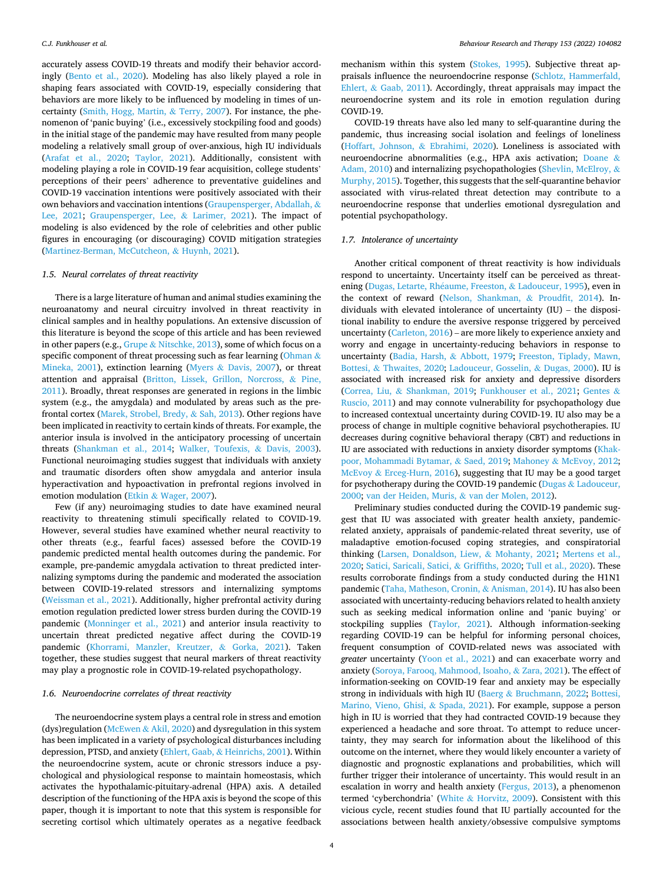accurately assess COVID-19 threats and modify their behavior accordingly (Bento et al., 2020). Modeling has also likely played a role in shaping fears associated with COVID-19, especially considering that behaviors are more likely to be influenced by modeling in times of uncertainty (Smith, Hogg, Martin, & Terry, 2007). For instance, the phenomenon of 'panic buying' (i.e., excessively stockpiling food and goods) in the initial stage of the pandemic may have resulted from many people modeling a relatively small group of over-anxious, high IU individuals (Arafat et al., 2020; Taylor, 2021). Additionally, consistent with modeling playing a role in COVID-19 fear acquisition, college students' perceptions of their peers' adherence to preventative guidelines and COVID-19 vaccination intentions were positively associated with their own behaviors and vaccination intentions (Graupensperger, Abdallah, & Lee, 2021; Graupensperger, Lee, & Larimer, 2021). The impact of modeling is also evidenced by the role of celebrities and other public figures in encouraging (or discouraging) COVID mitigation strategies (Martinez-Berman, McCutcheon, & Huynh, 2021).

### 1.5. Neural correlates of threat reactivity

There is a large literature of human and animal studies examining the neuroanatomy and neural circuitry involved in threat reactivity in clinical samples and in healthy populations. An extensive discussion of this literature is beyond the scope of this article and has been reviewed in other papers (e.g., Grupe & Nitschke, 2013), some of which focus on a specific component of threat processing such as fear learning (Ohman & Mineka, 2001), extinction learning (Myers & Davis, 2007), or threat attention and appraisal (Britton, Lissek, Grillon, Norcross, & Pine, 2011). Broadly, threat responses are generated in regions in the limbic system (e.g., the amygdala) and modulated by areas such as the prefrontal cortex (Marek, Strobel, Bredy, & Sah, 2013). Other regions have been implicated in reactivity to certain kinds of threats. For example, the anterior insula is involved in the anticipatory processing of uncertain threats (Shankman et al., 2014; Walker, Toufexis, & Davis, 2003). Functional neuroimaging studies suggest that individuals with anxiety and traumatic disorders often show amygdala and anterior insula hyperactivation and hypoactivation in prefrontal regions involved in emotion modulation (Etkin & Wager, 2007).

Few (if any) neuroimaging studies to date have examined neural reactivity to threatening stimuli specifically related to COVID-19. However, several studies have examined whether neural reactivity to other threats (e.g., fearful faces) assessed before the COVID-19 pandemic predicted mental health outcomes during the pandemic. For example, pre-pandemic amygdala activation to threat predicted internalizing symptoms during the pandemic and moderated the association between COVID-19-related stressors and internalizing symptoms (Weissman et al., 2021). Additionally, higher prefrontal activity during emotion regulation predicted lower stress burden during the COVID-19 pandemic (Monninger et al., 2021) and anterior insula reactivity to uncertain threat predicted negative affect during the COVID-19 pandemic (Khorrami, Manzler, Kreutzer, & Gorka, 2021). Taken together, these studies suggest that neural markers of threat reactivity may play a prognostic role in COVID-19-related psychopathology.

### 1.6. Neuroendocrine correlates of threat reactivity

The neuroendocrine system plays a central role in stress and emotion (dys)regulation (McEwen & Akil, 2020) and dysregulation in this system has been implicated in a variety of psychological disturbances including depression, PTSD, and anxiety (Ehlert, Gaab, & Heinrichs, 2001). Within the neuroendocrine system, acute or chronic stressors induce a psychological and physiological response to maintain homeostasis, which activates the hypothalamic-pituitary-adrenal (HPA) axis. A detailed description of the functioning of the HPA axis is beyond the scope of this paper, though it is important to note that this system is responsible for secreting cortisol which ultimately operates as a negative feedback mechanism within this system (Stokes, 1995). Subjective threat appraisals influence the neuroendocrine response (Schlotz, Hammerfald, Ehlert, & Gaab, 2011). Accordingly, threat appraisals may impact the neuroendocrine system and its role in emotion regulation during COVID-19.

COVID-19 threats have also led many to self-quarantine during the pandemic, thus increasing social isolation and feelings of loneliness (Hoffart, Johnson, & Ebrahimi, 2020). Loneliness is associated with neuroendocrine abnormalities (e.g., HPA axis activation; Doane & Adam, 2010) and internalizing psychopathologies (Shevlin, McElroy, & Murphy, 2015). Together, this suggests that the self-quarantine behavior associated with virus-related threat detection may contribute to a neuroendocrine response that underlies emotional dysregulation and potential psychopathology.

### 1.7. Intolerance of uncertainty

Another critical component of threat reactivity is how individuals respond to uncertainty. Uncertainty itself can be perceived as threatening (Dugas, Letarte, Rhéaume, Freeston, & Ladouceur, 1995), even in the context of reward (Nelson, Shankman, & Proudfit, 2014). Individuals with elevated intolerance of uncertainty (IU) – the dispositional inability to endure the aversive response triggered by perceived uncertainty (Carleton, 2016) – are more likely to experience anxiety and worry and engage in uncertainty-reducing behaviors in response to uncertainty (Badia, Harsh, & Abbott, 1979; Freeston, Tiplady, Mawn, Bottesi, & Thwaites, 2020; Ladouceur, Gosselin, & Dugas, 2000). IU is associated with increased risk for anxiety and depressive disorders (Correa, Liu, & Shankman, 2019; Funkhouser et al., 2021; Gentes & Ruscio, 2011) and may connote vulnerability for psychopathology due to increased contextual uncertainty during COVID-19. IU also may be a process of change in multiple cognitive behavioral psychotherapies. IU decreases during cognitive behavioral therapy (CBT) and reductions in IU are associated with reductions in anxiety disorder symptoms (Khakpoor, Mohammadi Bytamar, & Saed, 2019; Mahoney & McEvoy, 2012; McEvoy & Erceg-Hurn, 2016), suggesting that IU may be a good target for psychotherapy during the COVID-19 pandemic (Dugas & Ladouceur, 2000; van der Heiden, Muris, & van der Molen, 2012).

Preliminary studies conducted during the COVID-19 pandemic suggest that IU was associated with greater health anxiety, pandemic-related anxiety, appraisals of pandemic-related threat severity, use of maladaptive emotion-focused coping strategies, and conspiratorial thinking (Larsen, Donaldson, Liew, & Mohanty, 2021; Mertens et al., 2020; Satici, Saricali, Satici, & Griffiths, 2020; Tull et al., 2020). These results corroborate findings from a study conducted during the H1N1 pandemic (Taha, Matheson, Cronin, & Anisman, 2014). IU has also been associated with uncertainty-reducing behaviors related to health anxiety such as seeking medical information online and 'panic buying' or stockpiling supplies (Taylor, 2021). Although information-seeking regarding COVID-19 can be helpful for informing personal choices, frequent consumption of COVID-related news was associated with *greater* uncertainty (Yoon et al., 2021) and can exacerbate worry and anxiety (Soroya, Farooq, Mahmood, Isoaho, & Zara, 2021). The effect of information-seeking on COVID-19 fear and anxiety may be especially strong in individuals with high IU (Baerg & Bruchmann, 2022; Bottesi, Marino, Vieno, Ghisi, & Spada, 2021). For example, suppose a person high in IU is worried that they had contracted COVID-19 because they experienced a headache and sore throat. To attempt to reduce uncertainty, they may search for information about the likelihood of this outcome on the internet, where they would likely encounter a variety of diagnostic and prognostic explanations and probabilities, which will further trigger their intolerance of uncertainty. This would result in an escalation in worry and health anxiety (Fergus, 2013), a phenomenon termed 'cyberchondria' (White & Horvitz, 2009). Consistent with this vicious cycle, recent studies found that IU partially accounted for the associations between health anxiety/obsessive compulsive symptoms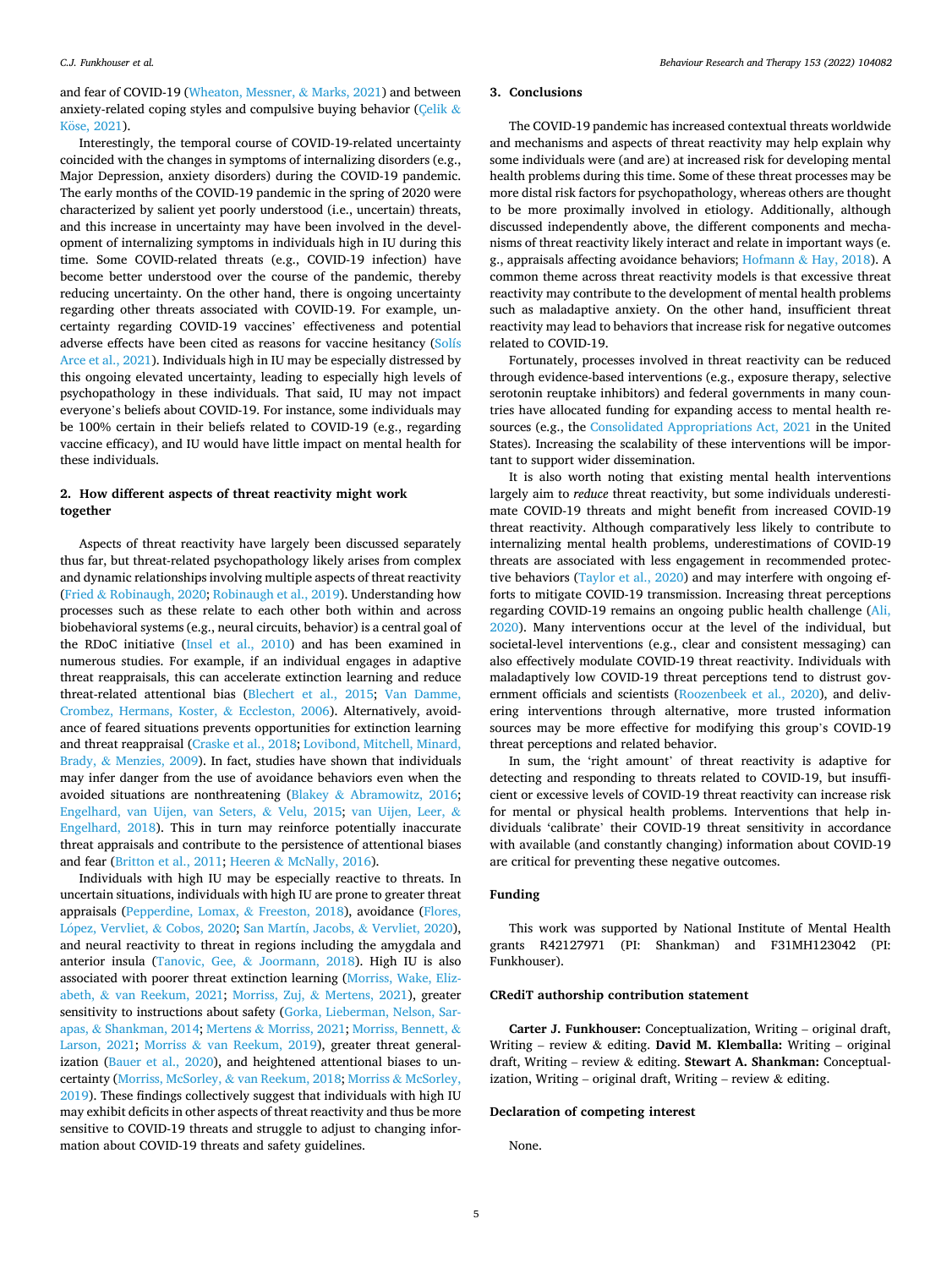and fear of COVID-19 (Wheaton, Messner, & Marks, 2021) and between anxiety-related coping styles and compulsive buying behavior (Çelik & Köse, 2021).

Interestingly, the temporal course of COVID-19-related uncertainty coincided with the changes in symptoms of internalizing disorders (e.g., Major Depression, anxiety disorders) during the COVID-19 pandemic. The early months of the COVID-19 pandemic in the spring of 2020 were characterized by salient yet poorly understood (i.e., uncertain) threats, and this increase in uncertainty may have been involved in the development of internalizing symptoms in individuals high in IU during this time. Some COVID-related threats (e.g., COVID-19 infection) have become better understood over the course of the pandemic, thereby reducing uncertainty. On the other hand, there is ongoing uncertainty regarding other threats associated with COVID-19. For example, uncertainty regarding COVID-19 vaccines' effectiveness and potential adverse effects have been cited as reasons for vaccine hesitancy (Solís Arce et al., 2021). Individuals high in IU may be especially distressed by this ongoing elevated uncertainty, leading to especially high levels of psychopathology in these individuals. That said, IU may not impact everyone's beliefs about COVID-19. For instance, some individuals may be 100% certain in their beliefs related to COVID-19 (e.g., regarding vaccine efficacy), and IU would have little impact on mental health for these individuals.

## 2. How different aspects of threat reactivity might work together

Aspects of threat reactivity have largely been discussed separately thus far, but threat-related psychopathology likely arises from complex and dynamic relationships involving multiple aspects of threat reactivity (Fried & Robinaugh, 2020; Robinaugh et al., 2019). Understanding how processes such as these relate to each other both within and across biobehavioral systems (e.g., neural circuits, behavior) is a central goal of the RDoC initiative (Insel et al., 2010) and has been examined in numerous studies. For example, if an individual engages in adaptive threat reappraisals, this can accelerate extinction learning and reduce threat-related attentional bias (Blechert et al., 2015; Van Damme, Crombez, Hermans, Koster, & Eccleston, 2006). Alternatively, avoidance of feared situations prevents opportunities for extinction learning and threat reappraisal (Craske et al., 2018; Lovibond, Mitchell, Minard, Brady, & Menzies, 2009). In fact, studies have shown that individuals may infer danger from the use of avoidance behaviors even when the avoided situations are nonthreatening (Blakey & Abramowitz, 2016; Engelhard, van Uijen, van Seters, & Velu, 2015; van Uijen, Leer, & Engelhard, 2018). This in turn may reinforce potentially inaccurate threat appraisals and contribute to the persistence of attentional biases and fear (Britton et al., 2011; Heeren & McNally, 2016).

Individuals with high IU may be especially reactive to threats. In uncertain situations, individuals with high IU are prone to greater threat appraisals (Pepperdine, Lomax, & Freeston, 2018), avoidance (Flores, López, Vervliet, & Cobos, 2020; San Martín, Jacobs, & Vervliet, 2020), and neural reactivity to threat in regions including the amygdala and anterior insula (Tanovic, Gee, & Joormann, 2018). High IU is also associated with poorer threat extinction learning (Morriss, Wake, Elizabeth, & van Reekum, 2021; Morriss, Zuj, & Mertens, 2021), greater sensitivity to instructions about safety (Gorka, Lieberman, Nelson, Sarapas, & Shankman, 2014; Mertens & Morriss, 2021; Morriss, Bennett, & Larson, 2021; Morriss & van Reekum, 2019), greater threat generalization (Bauer et al., 2020), and heightened attentional biases to uncertainty (Morriss, McSorley, & van Reekum, 2018; Morriss & McSorley, 2019). These findings collectively suggest that individuals with high IU may exhibit deficits in other aspects of threat reactivity and thus be more sensitive to COVID-19 threats and struggle to adjust to changing information about COVID-19 threats and safety guidelines.

## 3. Conclusions

The COVID-19 pandemic has increased contextual threats worldwide and mechanisms and aspects of threat reactivity may help explain why some individuals were (and are) at increased risk for developing mental health problems during this time. Some of these threat processes may be more distal risk factors for psychopathology, whereas others are thought to be more proximally involved in etiology. Additionally, although discussed independently above, the different components and mechanisms of threat reactivity likely interact and relate in important ways (e.g., appraisals affecting avoidance behaviors; Hofmann & Hay, 2018). A common theme across threat reactivity models is that excessive threat reactivity may contribute to the development of mental health problems such as maladaptive anxiety. On the other hand, insufficient threat reactivity may lead to behaviors that increase risk for negative outcomes related to COVID-19.

Fortunately, processes involved in threat reactivity can be reduced through evidence-based interventions (e.g., exposure therapy, selective serotonin reuptake inhibitors) and federal governments in many countries have allocated funding for expanding access to mental health resources (e.g., the Consolidated Appropriations Act, 2021 in the United States). Increasing the scalability of these interventions will be important to support wider dissemination.

It is also worth noting that existing mental health interventions largely aim to *reduce* threat reactivity, but some individuals underestimate COVID-19 threats and might benefit from increased COVID-19 threat reactivity. Although comparatively less likely to contribute to internalizing mental health problems, underestimations of COVID-19 threats are associated with less engagement in recommended protective behaviors (Taylor et al., 2020) and may interfere with ongoing efforts to mitigate COVID-19 transmission. Increasing threat perceptions regarding COVID-19 remains an ongoing public health challenge (Ali, 2020). Many interventions occur at the level of the individual, but societal-level interventions (e.g., clear and consistent messaging) can also effectively modulate COVID-19 threat reactivity. Individuals with maladaptively low COVID-19 threat perceptions tend to distrust government officials and scientists (Roozenbeek et al., 2020), and delivering interventions through alternative, more trusted information sources may be more effective for modifying this group's COVID-19 threat perceptions and related behavior.

In sum, the 'right amount' of threat reactivity is adaptive for detecting and responding to threats related to COVID-19, but insufficient or excessive levels of COVID-19 threat reactivity can increase risk for mental or physical health problems. Interventions that help individuals 'calibrate' their COVID-19 threat sensitivity in accordance with available (and constantly changing) information about COVID-19 are critical for preventing these negative outcomes.

## Funding

This work was supported by National Institute of Mental Health grants R42127971 (PI: Shankman) and F31MH123042 (PI: Funkhouser).

## CRediT authorship contribution statement

**Carter J. Funkhouser:** Conceptualization, Writing – original draft, Writing – review & editing. **David M. Klemballa:** Writing – original draft, Writing – review & editing. **Stewart A. Shankman:** Conceptualization, Writing – original draft, Writing – review & editing.

## Declaration of competing interest

None.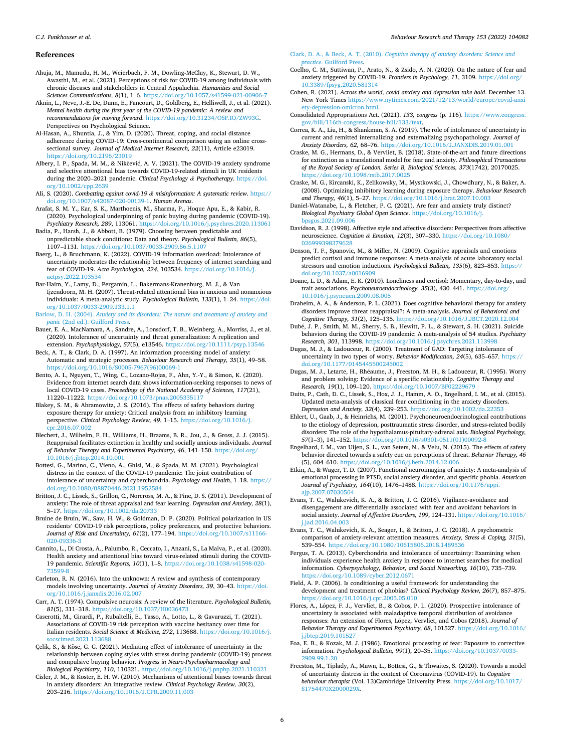## References

Ahuja, M., Mamudu, H. M., Weierbach, F. M., Dowling-McClay, K., Stewart, D. W., Awasthi, M., et al. (2021). Perceptions of risk for COVID-19 among individuals with chronic diseases and stakeholders in Central Appalachia. *Humanities and Social Sciences Communications, 8*(1), 1–6. https://doi.org/10.1057/s41599-021-00906-7

Aknin, L., Neve, J.-E. De, Dunn, E., Fancourt, D., Goldberg, E., Helliwell, J., et al. (2021). *Mental health during the first year of the COVID-19 pandemic: A review and recommendations for moving forward.* https://doi.org/10.31234/OSF.IO/ZW93G. Perspectives on Psychological Science.

Al-Hasan, A., Khuntia, J., & Yim, D. (2020). Threat, coping, and social distance adherence during COVID-19: Cross-continental comparison using an online cross-sectional survey. *Journal of Medical Internet Research, 22*(11), Article e23019. https://doi.org/10.2196/23019

Albery, I. P., Spada, M. M., & Nikčević, A. V. (2021). The COVID-19 anxiety syndrome and selective attentional bias towards COVID-19-related stimuli in UK residents during the 2020–2021 pandemic. *Clinical Psychology & Psychotherapy*. https://doi.org/10.1002/cpp.2639

Ali, S. (2020). *Combatting against covid-19 & misinformation: A systematic review.* https://doi.org/10.1007/s42087-020-00139-1. *Human Arenas*.

Arafat, S. M. Y., Kar, S. K., Marthoenis, M., Sharma, P., Hoque Apu, E., & Kabir, R. (2020). Psychological underpinning of panic buying during pandemic (COVID-19). *Psychiatry Research, 289*, 113061. https://doi.org/10.1016/j.psychres.2020.113061

Badia, P., Harsh, J., & Abbott, B. (1979). Choosing between predictable and unpredictable shock conditions: Data and theory. *Psychological Bulletin, 86*(5), 1107–1131. https://doi.org/10.1037/0033-2909.86.5.1107

Baerg, L., & Bruchmann, K. (2022). COVID-19 information overload: Intolerance of uncertainty moderates the relationship between frequency of internet searching and fear of COVID-19. *Acta Psychologica, 224*, 103534. https://doi.org/10.1016/j.actpsy.2022.103534

Bar-Haim, Y., Lamy, D., Pergamin, L., Bakermans-Kranenburg, M. J., & Van Ijzendoorn, M. H. (2007). Threat-related attentional bias in anxious and nonanxious individuals: A meta-analytic study. *Psychological Bulletin, 133*(1), 1–24. https://doi.org/10.1037/0033-2909.133.1.1

Barlow, D. H. (2004). *Anxiety and its disorders: The nature and treatment of anxiety and panic* (2nd ed.). Guilford Press.

Bauer, E. A., MacNamara, A., Sandre, A., Lonsdorf, T. B., Weinberg, A., Morriss, J., et al. (2020). Intolerance of uncertainty and threat generalization: A replication and extension. *Psychophysiology, 57*(5), e13546. https://doi.org/10.1111/psyp.13546

Beck, A. T., & Clark, D. A. (1997). An information processing model of anxiety: Automatic and strategic processes. *Behaviour Research and Therapy, 35*(1), 49–58. https://doi.org/10.1016/S0005-7967(96)00069-1

Bento, A. I., Nguyen, T., Wing, C., Lozano-Rojas, F., Ahn, Y.-Y., & Simon, K. (2020). Evidence from internet search data shows information-seeking responses to news of local COVID-19 cases. *Proceedings of the National Academy of Sciences, 117*(21), 11220–11222. https://doi.org/10.1073/pnas.2005335117

Blakey, S. M., & Abramowitz, J. S. (2016). The effects of safety behaviors during exposure therapy for anxiety: Critical analysis from an inhibitory learning perspective. *Clinical Psychology Review, 49*, 1–15. https://doi.org/10.1016/j.cpr.2016.07.002

Blechert, J., Wilhelm, F. H., Williams, H., Braams, B. R., Jou, J., & Gross, J. J. (2015). Reappraisal facilitates extinction in healthy and socially anxious individuals. *Journal of Behavior Therapy and Experimental Psychiatry, 46*, 141–150. https://doi.org/10.1016/j.jbtep.2014.10.001

Bottesi, G., Marino, C., Vieno, A., Ghisi, M., & Spada, M. M. (2021). Psychological distress in the context of the COVID-19 pandemic: The joint contribution of intolerance of uncertainty and cyberchondria. *Psychology and Health*, 1–18. https://doi.org/10.1080/08870446.2021.1952584

Britton, J. C., Lissek, S., Grillon, C., Norcross, M. A., & Pine, D. S. (2011). Development of anxiety: The role of threat appraisal and fear learning. *Depression and Anxiety, 28*(1), 5–17. https://doi.org/10.1002/da.20733

Bruine de Bruin, W., Saw, H. W., & Goldman, D. P. (2020). Political polarization in US residents' COVID-19 risk perceptions, policy preferences, and protective behaviors. *Journal of Risk and Uncertainty, 61*(2), 177–194. https://doi.org/10.1007/s11166-020-09336-3

Cannito, L., Di Crosta, A., Palumbo, R., Ceccato, I., Anzani, S., La Malva, P., et al. (2020). Health anxiety and attentional bias toward virus-related stimuli during the COVID-19 pandemic. *Scientific Reports, 10*(1), 1–8. https://doi.org/10.1038/s41598-020-73599-8

Carleton, R. N. (2016). Into the unknown: A review and synthesis of contemporary models involving uncertainty. *Journal of Anxiety Disorders, 39*, 30–43. https://doi.org/10.1016/j.janxdis.2016.02.007

Carr, A. T. (1974). Compulsive neurosis: A review of the literature. *Psychological Bulletin, 81*(5), 311–318. https://doi.org/10.1037/H0036473

Caserotti, M., Girardi, P., Rubaltelli, E., Tasso, A., Lotto, L., & Gavaruzzi, T. (2021). Associations of COVID-19 risk perception with vaccine hesitancy over time for Italian residents. *Social Science & Medicine, 272*, 113688. https://doi.org/10.1016/j.socscimed.2021.113688

Çelik, S., & Köse, G. G. (2021). Mediating effect of intolerance of uncertainty in the relationship between coping styles with stress during pandemic (COVID-19) process and compulsive buying behavior. *Progress in Neuro-Psychopharmacology and Biological Psychiatry, 110*, 110321. https://doi.org/10.1016/j.pnpbp.2021.110321

Cisler, J. M., & Koster, E. H. W. (2010). Mechanisms of attentional biases towards threat in anxiety disorders: An integrative review. *Clinical Psychology Review, 30*(2), 203–216. https://doi.org/10.1016/J.CPR.2009.11.003

Clark, D. A., & Beck, A. T. (2010). *Cognitive therapy of anxiety disorders: Science and practice*. Guilford Press.

Coelho, C. M., Suttiwan, P., Arato, N., & Zsido, A. N. (2020). On the nature of fear and anxiety triggered by COVID-19. *Frontiers in Psychology, 11*, 3109. https://doi.org/10.3389/fpsyg.2020.581314

Cohen, R. (2021). *Across the world, covid anxiety and depression take hold*. December 13. New York Times https://www.nytimes.com/2021/12/13/world/europe/covid-anxiety-depression-omicron.html.

Consolidated Appropriations Act. (2021). *133, congress* (p. 116). https://www.congress.gov/bill/116th-congress/house-bill/133/text.

Correa, K. A., Liu, H., & Shankman, S. A. (2019). The role of intolerance of uncertainty in current and remitted internalizing and externalizing psychopathology. *Journal of Anxiety Disorders, 62*, 68–76. https://doi.org/10.1016/J.JANXDIS.2019.01.001

Craske, M. G., Hermans, D., & Vervliet, B. (2018). State-of-the-art and future directions for extinction as a translational model for fear and anxiety. *Philosophical Transactions of the Royal Society of London. Series B, Biological Sciences, 373*(1742), 20170025. https://doi.org/10.1098/rstb.2017.0025

Craske, M. G., Kircanski, K., Zelikowsky, M., Mystkowski, J., Chowdhury, N., & Baker, A. (2008). Optimizing inhibitory learning during exposure therapy. *Behaviour Research and Therapy, 46*(1), 5–27. https://doi.org/10.1016/j.brat.2007.10.003

Daniel-Watanabe, L., & Fletcher, P. C. (2021). Are fear and anxiety truly distinct? *Biological Psychiatry Global Open Science*. https://doi.org/10.1016/j.bpsgos.2021.09.006

Davidson, R. J. (1998). Affective style and affective disorders: Perspectives from affective neuroscience. *Cognition & Emotion, 12*(3), 307–330. https://doi.org/10.1080/026999398379628

Denson, T. F., Spanovic, M., & Miller, N. (2009). Cognitive appraisals and emotions predict cortisol and immune responses: A meta-analysis of acute laboratory social stressors and emotion inductions. *Psychological Bulletin, 135*(6), 823–853. https://doi.org/10.1037/a0016909

Doane, L. D., & Adam, E. K. (2010). Loneliness and cortisol: Momentary, day-to-day, and trait associations. *Psychoneuroendocrinology, 35*(3), 430–441. https://doi.org/10.1016/j.psyneuen.2009.08.005

Draheim, A. A., & Anderson, P. L. (2021). Does cognitive behavioral therapy for anxiety disorders improve threat reappraisal?: A meta-analysis. *Journal of Behavioral and Cognitive Therapy, 31*(2), 125–135. https://doi.org/10.1016/J.JBCT.2020.12.004

Dubé, J. P., Smith, M. M., Sherry, S. B., Hewitt, P. L., & Stewart, S. H. (2021). Suicide behaviors during the COVID-19 pandemic: A meta-analysis of 54 studies. *Psychiatry Research, 301*, 113998. https://doi.org/10.1016/j.psychres.2021.113998

Dugas, M. J., & Ladouceur, R. (2000). Treatment of GAD: Targeting intolerance of uncertainty in two types of worry. *Behavior Modification, 24*(5), 635–657. https://doi.org/10.1177/0145445500245002

Dugas, M. J., Letarte, H., Rhéaume, J., Freeston, M. H., & Ladouceur, R. (1995). Worry and problem solving: Evidence of a specific relationship. *Cognitive Therapy and Research, 19*(1), 109–120. https://doi.org/10.1007/BF02229679

Duits, P., Cath, D. C., Lissek, S., Hox, J. J., Hamm, A. O., Engelhard, I. M., et al. (2015). Updated meta-analysis of classical fear conditioning in the anxiety disorders. *Depression and Anxiety, 32*(4), 239–253. https://doi.org/10.1002/da.22353

Ehlert, U., Gaab, J., & Heinrichs, M. (2001). Psychoneuroendocrinological contributions to the etiology of depression, posttraumatic stress disorder, and stress-related bodily disorders: The role of the hypothalamus-pituitary-adrenal axis. *Biological Psychology, 57*(1–3), 141–152. https://doi.org/10.1016/s0301-0511(01)00092-8

Engelhard, I. M., van Uijen, S. L., van Seters, N., & Velu, N. (2015). The effects of safety behavior directed towards a safety cue on perceptions of threat. *Behavior Therapy, 46*(5), 604–610. https://doi.org/10.1016/j.beth.2014.12.006

Etkin, A., & Wager, T. D. (2007). Functional neuroimaging of anxiety: A meta-analysis of emotional processing in PTSD, social anxiety disorder, and specific phobia. *American Journal of Psychiatry, 164*(10), 1476–1488. https://doi.org/10.1176/appi.ajp.2007.07030504

Evans, T. C., Walukevich, K. A., & Britton, J. C. (2016). Vigilance-avoidance and disengagement are differentially associated with fear and avoidant behaviors in social anxiety. *Journal of Affective Disorders, 199*, 124–131. https://doi.org/10.1016/j.jad.2016.04.003

Evans, T. C., Walukevich, K. A., Seager, I., & Britton, J. C. (2018). A psychometric comparison of anxiety-relevant attention measures. *Anxiety, Stress & Coping, 31*(5), 539–554. https://doi.org/10.1080/10615806.2018.1489536

Fergus, T. A. (2013). Cyberchondria and intolerance of uncertainty: Examining when individuals experience health anxiety in response to internet searches for medical information. *Cyberpsychology, Behavior, and Social Networking, 16*(10), 735–739. https://doi.org/10.1089/cyber.2012.0671

Field, A. P. (2006). Is conditioning a useful framework for understanding the development and treatment of phobias? *Clinical Psychology Review, 26*(7), 857–875. https://doi.org/10.1016/j.cpr.2005.05.010

Flores, A., López, F. J., Vervliet, B., & Cobos, P. L. (2020). Prospective intolerance of uncertainty is associated with maladaptive temporal distribution of avoidance responses: An extension of Flores, López, Vervliet, and Cobos (2018). *Journal of Behavior Therapy and Experimental Psychiatry, 68*, 101527. https://doi.org/10.1016/j.jbtep.2019.101527

Foa, E. B., & Kozak, M. J. (1986). Emotional processing of fear: Exposure to corrective information. *Psychological Bulletin, 99*(1), 20–35. https://doi.org/10.1037/0033-2909.99.1.20

Freeston, M., Tiplady, A., Mawn, L., Bottesi, G., & Thwaites, S. (2020). Towards a model of uncertainty distress in the context of Coronavirus (COVID-19). In *Cognitive behaviour therapist* (Vol. 13)Cambridge University Press. https://doi.org/10.1017/S1754470X2000029X.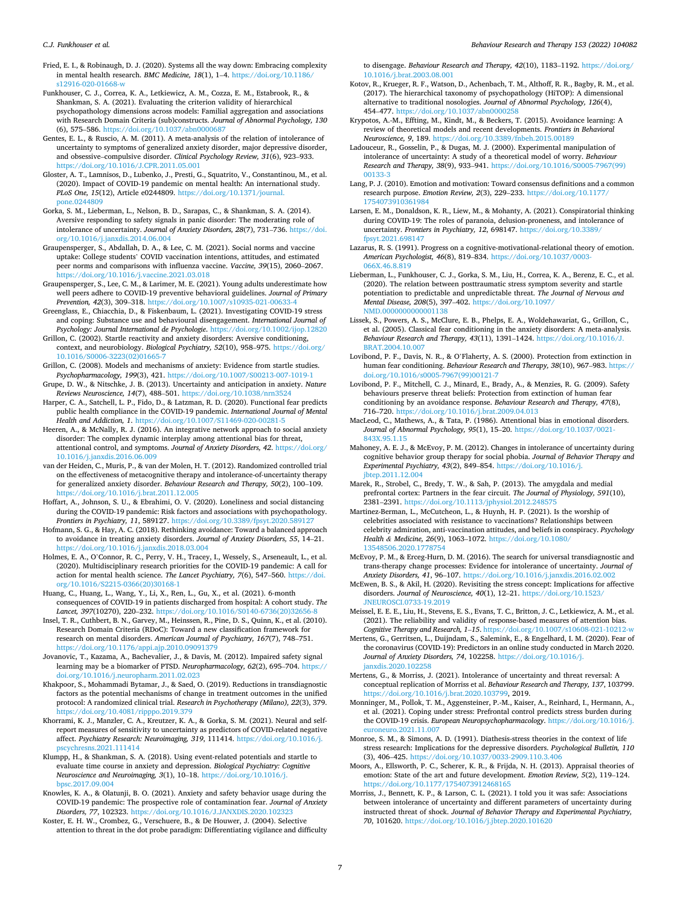Fried, E. I., & Robinaugh, D. J. (2020). Systems all the way down: Embracing complexity in mental health research. *BMC Medicine, 18*(1), 1–4. https://doi.org/10.1186/s12916-020-01668-w

Funkhouser, C. J., Correa, K. A., Letkiewicz, A. M., Cozza, E. M., Estabrook, R., & Shankman, S. A. (2021). Evaluating the criterion validity of hierarchical psychopathology dimensions across models: Familial aggregation and associations with Research Domain Criteria (sub)constructs. *Journal of Abnormal Psychology, 130*(6), 575–586. https://doi.org/10.1037/abn0000687

Gentes, E. L., & Ruscio, A. M. (2011). A meta-analysis of the relation of intolerance of uncertainty to symptoms of generalized anxiety disorder, major depressive disorder, and obsessive–compulsive disorder. *Clinical Psychology Review, 31*(6), 923–933. https://doi.org/10.1016/J.CPR.2011.05.001

Gloster, A. T., Lamnisos, D., Lubenko, J., Presti, G., Squatrito, V., Constantinou, M., et al. (2020). Impact of COVID-19 pandemic on mental health: An international study. *PLoS One, 15*(12), Article e0244809. https://doi.org/10.1371/journal.pone.0244809

Gorka, S. M., Lieberman, L., Nelson, B. D., Sarapas, C., & Shankman, S. A. (2014). Aversive responding to safety signals in panic disorder: The moderating role of intolerance of uncertainty. *Journal of Anxiety Disorders, 28*(7), 731–736. https://doi.org/10.1016/j.janxdis.2014.06.004

Graupensperger, S., Abdallah, D. A., & Lee, C. M. (2021). Social norms and vaccine uptake: College students' COVID vaccination intentions, attitudes, and estimated peer norms and comparisons with influenza vaccine. *Vaccine, 39*(15), 2060–2067. https://doi.org/10.1016/j.vaccine.2021.03.018

Graupensperger, S., Lee, C. M., & Larimer, M. E. (2021). Young adults underestimate how well peers adhere to COVID-19 preventive behavioral guidelines. *Journal of Primary Prevention, 42*(3), 309–318. https://doi.org/10.1007/s10935-021-00633-4

Greenglass, E., Chiacchia, D., & Fiskenbaum, L. (2021). Investigating COVID-19 stress and coping: Substance use and behavioural disengagement. *International Journal of Psychology: Journal International de Psychologie*. https://doi.org/10.1002/ijop.12820

Grillon, C. (2002). Startle reactivity and anxiety disorders: Aversive conditioning, context, and neurobiology. *Biological Psychiatry, 52*(10), 958–975. https://doi.org/10.1016/S0006-3223(02)01665-7

Grillon, C. (2008). Models and mechanisms of anxiety: Evidence from startle studies. *Psychopharmacology, 199*(3), 421. https://doi.org/10.1007/S00213-007-1019-1

Grupe, D. W., & Nitschke, J. B. (2013). Uncertainty and anticipation in anxiety. *Nature Reviews Neuroscience, 14*(7), 488–501. https://doi.org/10.1038/nrn3524

Harper, C. A., Satchell, L. P., Fido, D., & Latzman, R. D. (2020). Functional fear predicts public health compliance in the COVID-19 pandemic. *International Journal of Mental Health and Addiction, 1*. https://doi.org/10.1007/S11469-020-00281-5

Heeren, A., & McNally, R. J. (2016). An integrative network approach to social anxiety disorder: The complex dynamic interplay among attentional bias for threat, attentional control, and symptoms. *Journal of Anxiety Disorders, 42*. https://doi.org/10.1016/j.janxdis.2016.06.009

van der Heiden, C., Muris, P., & van der Molen, H. T. (2012). Randomized controlled trial on the effectiveness of metacognitive therapy and intolerance-of-uncertainty therapy for generalized anxiety disorder. *Behaviour Research and Therapy, 50*(2), 100–109. https://doi.org/10.1016/j.brat.2011.12.005

Hoffart, A., Johnson, S. U., & Ebrahimi, O. V. (2020). Loneliness and social distancing during the COVID-19 pandemic: Risk factors and associations with psychopathology. *Frontiers in Psychiatry, 11*, 589127. https://doi.org/10.3389/fpsyt.2020.589127

Hofmann, S. G., & Hay, A. C. (2018). Rethinking avoidance: Toward a balanced approach to avoidance in treating anxiety disorders. *Journal of Anxiety Disorders, 55*, 14–21. https://doi.org/10.1016/j.janxdis.2018.03.004

Holmes, E. A., O'Connor, R. C., Perry, V. H., Tracey, I., Wessely, S., Arseneault, L., et al. (2020). Multidisciplinary research priorities for the COVID-19 pandemic: A call for action for mental health science. *The Lancet Psychiatry, 7*(6), 547–560. https://doi.org/10.1016/S2215-0366(20)30168-1

Huang, C., Huang, L., Wang, Y., Li, X., Ren, L., Gu, X., et al. (2021). 6-month consequences of COVID-19 in patients discharged from hospital: A cohort study. *The Lancet, 397*(10270), 220–232. https://doi.org/10.1016/S0140-6736(20)32656-8

Insel, T. R., Cuthbert, B. N., Garvey, M., Heinssen, R., Pine, D. S., Quinn, K., et al. (2010). Research Domain Criteria (RDoC): Toward a new classification framework for research on mental disorders. *American Journal of Psychiatry, 167*(7), 748–751. https://doi.org/10.1176/appi.ajp.2010.09091379

Jovanovic, T., Kazama, A., Bachevalier, J., & Davis, M. (2012). Impaired safety signal learning may be a biomarker of PTSD. *Neuropharmacology, 62*(2), 695–704. https://doi.org/10.1016/j.neuropharm.2011.02.023

Khakpoor, S., Mohammadi Bytamar, J., & Saed, O. (2019). Reductions in transdiagnostic factors as the potential mechanisms of change in treatment outcomes in the unified protocol: A randomized clinical trial. *Research in Psychotherapy (Milano), 22*(3), 379. https://doi.org/10.4081/ripppo.2019.379

Khorrami, K. J., Manzler, C. A., Kreutzer, K. A., & Gorka, S. M. (2021). Neural and self-report measures of sensitivity to uncertainty as predictors of COVID-related negative affect. *Psychiatry Research: Neuroimaging, 319*, 111414. https://doi.org/10.1016/j.pscychresns.2021.111414

Klumpp, H., & Shankman, S. A. (2018). Using event-related potentials and startle to evaluate time course in anxiety and depression. *Biological Psychiatry: Cognitive Neuroscience and Neuroimaging, 3*(1), 10–18. https://doi.org/10.1016/j.bpsc.2017.09.004

Knowles, K. A., & Olatunji, B. O. (2021). Anxiety and safety behavior usage during the COVID-19 pandemic: The prospective role of contamination fear. *Journal of Anxiety Disorders, 77*, 102323. https://doi.org/10.1016/J.JANXDIS.2020.102323

Koster, E. H. W., Crombez, G., Verschuere, B., & De Houwer, J. (2004). Selective attention to threat in the dot probe paradigm: Differentiating vigilance and difficulty to disengage. *Behaviour Research and Therapy, 42*(10), 1183–1192. https://doi.org/10.1016/j.brat.2003.08.001

Kotov, R., Krueger, R. F., Watson, D., Achenbach, T. M., Althoff, R. R., Bagby, R. M., et al. (2017). The hierarchical taxonomy of psychopathology (HiTOP): A dimensional alternative to traditional nosologies. *Journal of Abnormal Psychology, 126*(4), 454–477. https://doi.org/10.1037/abn0000258

Krypotos, A.-M., Effting, M., Kindt, M., & Beckers, T. (2015). Avoidance learning: A review of theoretical models and recent developments. *Frontiers in Behavioral Neuroscience, 9*, 189. https://doi.org/10.3389/fnbeh.2015.00189

Ladouceur, R., Gosselin, P., & Dugas, M. J. (2000). Experimental manipulation of intolerance of uncertainty: A study of a theoretical model of worry. *Behaviour Research and Therapy, 38*(9), 933–941. https://doi.org/10.1016/S0005-7967(99)00133-3

Lang, P. J. (2010). Emotion and motivation: Toward consensus definitions and a common research purpose. *Emotion Review, 2*(3), 229–233. https://doi.org/10.1177/1754073910361984

Larsen, E. M., Donaldson, K. R., Liew, M., & Mohanty, A. (2021). Conspiratorial thinking during COVID-19: The roles of paranoia, delusion-proneness, and intolerance of uncertainty. *Frontiers in Psychiatry, 12*, 698147. https://doi.org/10.3389/fpsyt.2021.698147

Lazarus, R. S. (1991). Progress on a cognitive-motivational-relational theory of emotion. *American Psychologist, 46*(8), 819–834. https://doi.org/10.1037/0003-066X.46.8.819

Lieberman, L., Funkhouser, C. J., Gorka, S. M., Liu, H., Correa, K. A., Berenz, E. C., et al. (2020). The relation between posttraumatic stress symptom severity and startle potentiation to predictable and unpredictable threat. *The Journal of Nervous and Mental Disease, 208*(5), 397–402. https://doi.org/10.1097/NMD.0000000000001138

Lissek, S., Powers, A. S., McClure, E. B., Phelps, E. A., Woldehawariat, G., Grillon, C., et al. (2005). Classical fear conditioning in the anxiety disorders: A meta-analysis. *Behaviour Research and Therapy, 43*(11), 1391–1424. https://doi.org/10.1016/J.BRAT.2004.10.007

Lovibond, P. F., Davis, N. R., & O'Flaherty, A. S. (2000). Protection from extinction in human fear conditioning. *Behaviour Research and Therapy, 38*(10), 967–983. https://doi.org/10.1016/s0005-7967(99)00121-7

Lovibond, P. F., Mitchell, C. J., Minard, E., Brady, A., & Menzies, R. G. (2009). Safety behaviours preserve threat beliefs: Protection from extinction of human fear conditioning by an avoidance response. *Behaviour Research and Therapy, 47*(8), 716–720. https://doi.org/10.1016/j.brat.2009.04.013

MacLeod, C., Mathews, A., & Tata, P. (1986). Attentional bias in emotional disorders. *Journal of Abnormal Psychology, 95*(1), 15–20. https://doi.org/10.1037/0021-843X.95.1.15

Mahoney, A. E. J., & McEvoy, P. M. (2012). Changes in intolerance of uncertainty during cognitive behavior group therapy for social phobia. *Journal of Behavior Therapy and Experimental Psychiatry, 43*(2), 849–854. https://doi.org/10.1016/j.jbtep.2011.12.004

Marek, R., Strobel, C., Bredy, T. W., & Sah, P. (2013). The amygdala and medial prefrontal cortex: Partners in the fear circuit. *The Journal of Physiology, 591*(10), 2381–2391. https://doi.org/10.1113/jphysiol.2012.248575

Martinez-Berman, L., McCutcheon, L., & Huynh, H. P. (2021). Is the worship of celebrities associated with resistance to vaccinations? Relationships between celebrity admiration, anti-vaccination attitudes, and beliefs in conspiracy. *Psychology Health & Medicine, 26*(9), 1063–1072. https://doi.org/10.1080/13548506.2020.1778754

McEvoy, P. M., & Erceg-Hurn, D. M. (2016). The search for universal transdiagnostic and trans-therapy change processes: Evidence for intolerance of uncertainty. *Journal of Anxiety Disorders, 41*, 96–107. https://doi.org/10.1016/j.janxdis.2016.02.002

McEwen, B. S., & Akil, H. (2020). Revisiting the stress concept: Implications for affective disorders. *Journal of Neuroscience, 40*(1), 12–21. https://doi.org/10.1523/JNEUROSCI.0733-19.2019

Meissel, E. E. E., Liu, H., Stevens, E. S., Evans, T. C., Britton, J. C., Letkiewicz, A. M., et al. (2021). The reliability and validity of response-based measures of attention bias. *Cognitive Therapy and Research, 1–15*. https://doi.org/10.1007/s10608-021-10212-w

Mertens, G., Gerritsen, L., Duijndam, S., Salemink, E., & Engelhard, I. M. (2020). Fear of the coronavirus (COVID-19): Predictors in an online study conducted in March 2020. *Journal of Anxiety Disorders, 74*, 102258. https://doi.org/10.1016/j.janxdis.2020.102258

Mertens, G., & Morriss, J. (2021). Intolerance of uncertainty and threat reversal: A conceptual replication of Morriss et al. *Behaviour Research and Therapy, 137*, 103799. https://doi.org/10.1016/j.brat.2020.103799, 2019.

Monninger, M., Pollok, T. M., Aggensteiner, P.-M., Kaiser, A., Reinhard, I., Hermann, A., et al. (2021). Coping under stress: Prefrontal control predicts stress burden during the COVID-19 crisis. *European Neuropsychopharmacology*. https://doi.org/10.1016/j.euroneuro.2021.11.007

Monroe, S. M., & Simons, A. D. (1991). Diathesis-stress theories in the context of life stress research: Implications for the depressive disorders. *Psychological Bulletin, 110*(3), 406–425. https://doi.org/10.1037/0033-2909.110.3.406

Moors, A., Ellsworth, P. C., Scherer, K. R., & Frijda, N. H. (2013). Appraisal theories of emotion: State of the art and future development. *Emotion Review, 5*(2), 119–124. https://doi.org/10.1177/1754073912468165

Morriss, J., Bennett, K. P., & Larson, C. L. (2021). I told you it was safe: Associations between intolerance of uncertainty and different parameters of uncertainty during instructed threat of shock. *Journal of Behavior Therapy and Experimental Psychiatry, 70*, 101620. https://doi.org/10.1016/j.jbtep.2020.101620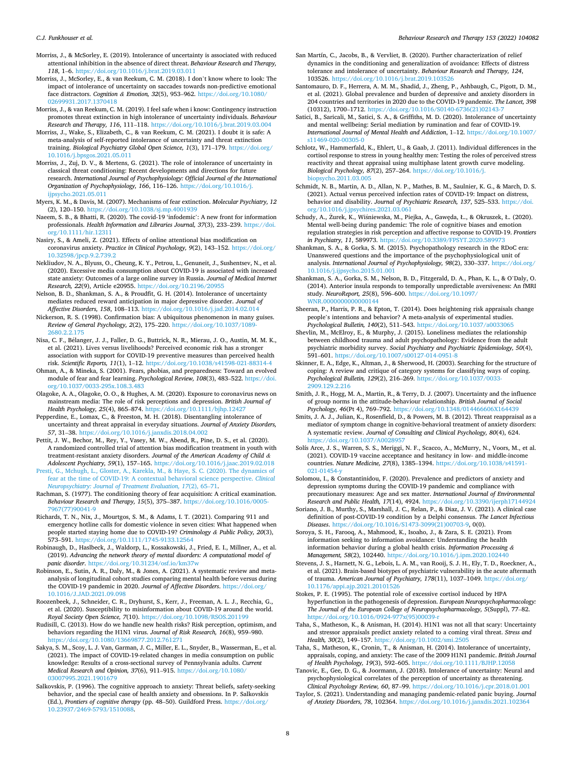Morriss, J., & McSorley, E. (2019). Intolerance of uncertainty is associated with reduced attentional inhibition in the absence of direct threat. *Behaviour Research and Therapy, 118*, 1–6. https://doi.org/10.1016/j.brat.2019.03.011

Morriss, J., McSorley, E., & van Reekum, C. M. (2018). I don't know where to look: The impact of intolerance of uncertainty on saccades towards non-predictive emotional face distractors. *Cognition & Emotion, 32*(5), 953–962. https://doi.org/10.1080/02699931.2017.1370418

Morriss, J., & van Reekum, C. M. (2019). I feel safe when i know: Contingency instruction promotes threat extinction in high intolerance of uncertainty individuals. *Behaviour Research and Therapy, 116*, 111–118. https://doi.org/10.1016/j.brat.2019.03.004

Morriss, J., Wake, S., Elizabeth, C., & van Reekum, C. M. (2021). I doubt it is safe: A meta-analysis of self-reported intolerance of uncertainty and threat extinction training. *Biological Psychiatry Global Open Science, 1*(3), 171–179. https://doi.org/10.1016/j.bpsgos.2021.05.011

Morriss, J., Zuj, D. V., & Mertens, G. (2021). The role of intolerance of uncertainty in classical threat conditioning: Recent developments and directions for future research. *International Journal of Psychophysiology: Official Journal of the International Organization of Psychophysiology, 166*, 116–126. https://doi.org/10.1016/j.ijpsycho.2021.05.011

Myers, K. M., & Davis, M. (2007). Mechanisms of fear extinction. *Molecular Psychiatry, 12*(2), 120–150. https://doi.org/10.1038/sj.mp.4001939

Naeem, S. B., & Bhatti, R. (2020). The covid-19 'infodemic': A new front for information professionals. *Health Information and Libraries Journal, 37*(3), 233–239. https://doi.org/10.1111/hir.12311

Nasiry, S., & Ameli, Z. (2021). Effects of online attentional bias modification on coronavirus anxiety. *Practice in Clinical Psychology, 9*(2), 143–152. https://doi.org/10.32598/jpcp.9.2.739.2

Nekliudov, N. A., Blyuss, O., Cheung, K. Y., Petrou, L., Genuneit, J., Sushentsev, N., et al. (2020). Excessive media consumption about COVID-19 is associated with increased state anxiety: Outcomes of a large online survey in Russia. *Journal of Medical Internet Research, 22*(9), Article e20955. https://doi.org/10.2196/20955

Nelson, B. D., Shankman, S. A., & Proudfit, G. H. (2014). Intolerance of uncertainty mediates reduced reward anticipation in major depressive disorder. *Journal of Affective Disorders, 158*, 108–113. https://doi.org/10.1016/j.jad.2014.02.014

Nickerson, R. S. (1998). Confirmation bias: A ubiquitous phenomenon in many guises. *Review of General Psychology, 2*(2), 175–220. https://doi.org/10.1037/1089-2680.2.2.175

Nisa, C. F., Bélanger, J. J., Faller, D. G., Buttrick, N. R., Mierau, J. O., Austin, M. M. K., et al. (2021). Lives versus livelihoods? Perceived economic risk has a stronger association with support for COVID-19 preventive measures than perceived health risk. *Scientific Reports, 11*(1), 1–12. https://doi.org/10.1038/s41598-021-88314-4

Ohman, A., & Mineka, S. (2001). Fears, phobias, and preparedness: Toward an evolved module of fear and fear learning. *Psychological Review, 108*(3), 483–522. https://doi.org/10.1037/0033-295x.108.3.483

Olagoke, A. A., Olagoke, O. O., & Hughes, A. M. (2020). Exposure to coronavirus news on mainstream media: The role of risk perceptions and depression. *British Journal of Health Psychology, 25*(4), 865–874. https://doi.org/10.1111/bjhp.12427

Pepperdine, E., Lomax, C., & Freeston, M. H. (2018). Disentangling intolerance of uncertainty and threat appraisal in everyday situations. *Journal of Anxiety Disorders, 57*, 31–38. https://doi.org/10.1016/j.janxdis.2018.04.002

Pettit, J. W., Bechor, M., Rey, Y., Vasey, M. W., Abend, R., Pine, D. S., et al. (2020). A randomized controlled trial of attention bias modification treatment in youth with treatment-resistant anxiety disorders. *Journal of the American Academy of Child & Adolescent Psychiatry, 59*(1), 157–165. https://doi.org/10.1016/j.jaac.2019.02.018

Presti, G., Mchugh, L., Gloster, A., Karekla, M., & Haye, S. C. (2020). The dynamics of fear at the time of COVID-19: A contextual behavioral science perspective. *Clinical Neuropsychiatry: Journal of Treatment Evaluation, 17*(2), 65–71.

Rachman, S. (1977). The conditioning theory of fear acquisition: A critical examination. *Behaviour Research and Therapy, 15*(5), 375–387. https://doi.org/10.1016/0005-7967(77)90041-9

Richards, T. N., Nix, J., Mourtgos, S. M., & Adams, I. T. (2021). Comparing 911 and emergency hotline calls for domestic violence in seven cities: What happened when people started staying home due to COVID-19? *Criminology & Public Policy, 20*(3), 573–591. https://doi.org/10.1111/1745-9133.12564

Robinaugh, D., Haslbeck, J., Waldorp, L., Kossakowski, J., Fried, E. I., Millner, A., et al. (2019). *Advancing the network theory of mental disorders: A computational model of panic disorder*. https://doi.org/10.31234/osf.io/km37w

Robinson, E., Sutin, A. R., Daly, M., & Jones, A. (2021). A systematic review and meta-analysis of longitudinal cohort studies comparing mental health before versus during the COVID-19 pandemic in 2020. *Journal of Affective Disorders*. https://doi.org/10.1016/J.JAD.2021.09.098

Roozenbeek, J., Schneider, C. R., Dryhurst, S., Kerr, J., Freeman, A. L. J., Recchia, G., et al. (2020). Susceptibility to misinformation about COVID-19 around the world. *Royal Society Open Science, 7*(10). https://doi.org/10.1098/RSOS.201199

Rudisill, C. (2013). How do we handle new health risks? Risk perception, optimism, and behaviors regarding the H1N1 virus. *Journal of Risk Research, 16*(8), 959–980. https://doi.org/10.1080/13669877.2012.761271

Sakya, S. M., Scoy, L. J. Van, Garman, J. C., Miller, E. L., Snyder, B., Wasserman, E., et al. (2021). The impact of COVID-19-related changes in media consumption on public knowledge: Results of a cross-sectional survey of Pennsylvania adults. *Current Medical Research and Opinion, 37*(6), 911–915. https://doi.org/10.1080/03007995.2021.1901679

Salkovskis, P. (1996). The cognitive approach to anxiety: Threat beliefs, safety-seeking behavior, and the special case of health anxiety and obsessions. In P. Salkovskis (Ed.), *Frontiers of cognitive therapy* (pp. 48–50). Guildford Press. https://doi.org/10.23937/2469-5793/1510088.

San Martín, C., Jacobs, B., & Vervliet, B. (2020). Further characterization of relief dynamics in the conditioning and generalization of avoidance: Effects of distress tolerance and intolerance of uncertainty. *Behaviour Research and Therapy, 124*, 103526. https://doi.org/10.1016/j.brat.2019.103526

Santomauro, D. F., Herrera, A. M. M., Shadid, J., Zheng, P., Ashbaugh, C., Pigott, D. M., et al. (2021). Global prevalence and burden of depressive and anxiety disorders in 204 countries and territories in 2020 due to the COVID-19 pandemic. *The Lancet, 398* (10312), 1700–1712. https://doi.org/10.1016/S0140-6736(21)02143-7

Satici, B., Saricali, M., Satici, S. A., & Griffiths, M. D. (2020). Intolerance of uncertainty and mental wellbeing: Serial mediation by rumination and fear of COVID-19. *International Journal of Mental Health and Addiction*, 1–12. https://doi.org/10.1007/s11469-020-00305-0

Schlotz, W., Hammerfald, K., Ehlert, U., & Gaab, J. (2011). Individual differences in the cortisol response to stress in young healthy men: Testing the roles of perceived stress reactivity and threat appraisal using multiphase latent growth curve modeling. *Biological Psychology, 87*(2), 257–264. https://doi.org/10.1016/j.biopsycho.2011.03.005

Schmidt, N. B., Martin, A. D., Allan, N. P., Mathes, B. M., Saulnier, K. G., & March, D. S. (2021). Actual versus perceived infection rates of COVID-19: Impact on distress, behavior and disability. *Journal of Psychiatric Research, 137*, 525–533. https://doi.org/10.1016/j.jpsychires.2021.03.061

Schudy, A., Żurek, K., Wiśniewska, M., Piejka, A., Gawęda, Ł., & Okruszek, Ł. (2020). Mental well-being during pandemic: The role of cognitive biases and emotion regulation strategies in risk perception and affective response to COVID-19. *Frontiers in Psychiatry, 11*, 589973. https://doi.org/10.3389/FPSYT.2020.589973

Shankman, S. A., & Gorka, S. M. (2015). Psychopathology research in the RDoC era: Unanswered questions and the importance of the psychophysiological unit of analysis. *International Journal of Psychophysiology, 98*(2), 330–337. https://doi.org/10.1016/j.ijpsycho.2015.01.001

Shankman, S. A., Gorka, S. M., Nelson, B. D., Fitzgerald, D. A., Phan, K. L., & O'Daly, O. (2014). Anterior insula responds to temporally unpredictable aversiveness: An fMRI study. *NeuroReport, 25*(8), 596–600. https://doi.org/10.1097/WNR.0000000000000144

Sheeran, P., Harris, P. R., & Epton, T. (2014). Does heightening risk appraisals change people's intentions and behavior? A meta-analysis of experimental studies. *Psychological Bulletin, 140*(2), 511–543. https://doi.org/10.1037/a0033065

Shevlin, M., McElroy, E., & Murphy, J. (2015). Loneliness mediates the relationship between childhood trauma and adult psychopathology: Evidence from the adult psychiatric morbidity survey. *Social Psychiatry and Psychiatric Epidemiology, 50*(4), 591–601. https://doi.org/10.1007/s00127-014-0951-8

Skinner, E. A., Edge, K., Altman, J., & Sherwood, H. (2003). Searching for the structure of coping: A review and critique of category systems for classifying ways of coping. *Psychological Bulletin, 129*(2), 216–269. https://doi.org/10.1037/0033-2909.129.2.216

Smith, J. R., Hogg, M. A., Martin, R., & Terry, D. J. (2007). Uncertainty and the influence of group norms in the attitude-behaviour relationship. *British Journal of Social Psychology, 46*(Pt 4), 769–792. https://doi.org/10.1348/014466606X164439

Smits, J. A. J., Julian, K., Rosenfield, D., & Powers, M. B. (2012). Threat reappraisal as a mediator of symptom change in cognitive-behavioral treatment of anxiety disorders: A systematic review. *Journal of Consulting and Clinical Psychology, 80*(4), 624. https://doi.org/10.1037/A0028957

Solís Arce, J. S., Warren, S. S., Meriggi, N. F., Scacco, A., McMurry, N., Voors, M., et al. (2021). COVID-19 vaccine acceptance and hesitancy in low- and middle-income countries. *Nature Medicine, 27*(8), 1385–1394. https://doi.org/10.1038/s41591-021-01454-y

Solomou, I., & Constantinidou, F. (2020). Prevalence and predictors of anxiety and depression symptoms during the COVID-19 pandemic and compliance with precautionary measures: Age and sex matter. *International Journal of Environmental Research and Public Health, 17*(14), 4924. https://doi.org/10.3390/ijerph17144924

Soriano, J. B., Murthy, S., Marshall, J. C., Relan, P., & Diaz, J. V. (2021). A clinical case definition of post-COVID-19 condition by a Delphi consensus. *The Lancet Infectious Diseases*. https://doi.org/10.1016/S1473-3099(21)00703-9, 0(0).

Soroya, S. H., Farooq, A., Mahmood, K., Isoaho, J., & Zara, S. E. (2021). From information seeking to information avoidance: Understanding the health information behavior during a global health crisis. *Information Processing & Management, 58*(2), 102440. https://doi.org/10.1016/j.ipm.2020.102440

Stevens, J. S., Harnett, N. G., Lebois, L. A. M., van Rooij, S. J. H., Ely, T. D., Roeckner, A., et al. (2021). Brain-based biotypes of psychiatric vulnerability in the acute aftermath of trauma. *American Journal of Psychiatry, 178*(11), 1037–1049. https://doi.org/10.1176/appi.ajp.2021.20101526

Stokes, P. E. (1995). The potential role of excessive cortisol induced by HPA hyperfunction in the pathogenesis of depression. *European Neuropsychopharmacology: The Journal of the European College of Neuropsychopharmacology, 5*(Suppl), 77–82. https://doi.org/10.1016/0924-977x(95)00039-r

Taha, S., Matheson, K., & Anisman, H. (2014). H1N1 was not all that scary: Uncertainty and stressor appraisals predict anxiety related to a coming viral threat. *Stress and Health, 30*(2), 149–157. https://doi.org/10.1002/smi.2505

Taha, S., Matheson, K., Cronin, T., & Anisman, H. (2014). Intolerance of uncertainty, appraisals, coping, and anxiety: The case of the 2009 H1N1 pandemic. *British Journal of Health Psychology, 19*(3), 592–605. https://doi.org/10.1111/BJHP.12058

Tanovic, E., Gee, D. G., & Joormann, J. (2018). Intolerance of uncertainty: Neural and psychophysiological correlates of the perception of uncertainty as threatening. *Clinical Psychology Review, 60*, 87–99. https://doi.org/10.1016/j.cpr.2018.01.001

Taylor, S. (2021). Understanding and managing pandemic-related panic buying. *Journal of Anxiety Disorders, 78*, 102364. https://doi.org/10.1016/j.janxdis.2021.102364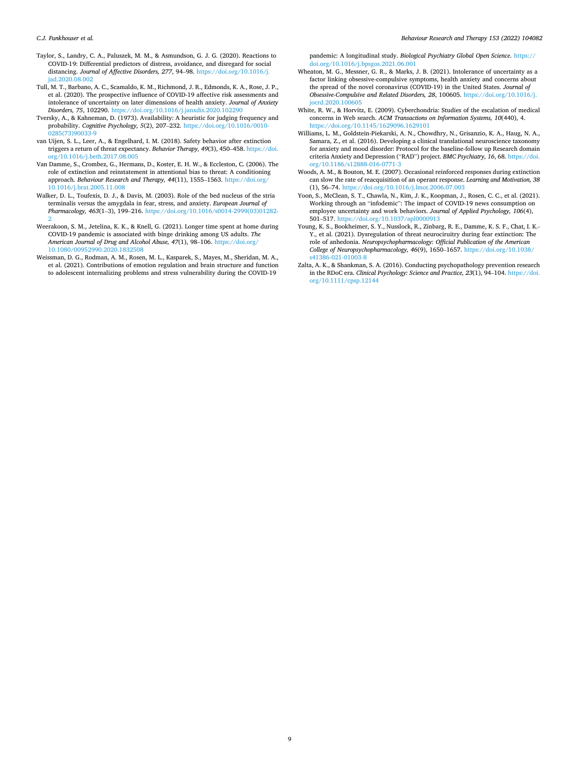Taylor, S., Landry, C. A., Paluszek, M. M., & Asmundson, G. J. G. (2020). Reactions to COVID-19: Differential predictors of distress, avoidance, and disregard for social distancing. *Journal of Affective Disorders, 277*, 94–98. https://doi.org/10.1016/j.jad.2020.08.002

Tull, M. T., Barbano, A. C., Scamaldo, K. M., Richmond, J. R., Edmonds, K. A., Rose, J. P., et al. (2020). The prospective influence of COVID-19 affective risk assessments and intolerance of uncertainty on later dimensions of health anxiety. *Journal of Anxiety Disorders, 75*, 102290. https://doi.org/10.1016/j.janxdis.2020.102290

Tversky, A., & Kahneman, D. (1973). Availability: A heuristic for judging frequency and probability. *Cognitive Psychology, 5*(2), 207–232. https://doi.org/10.1016/0010-0285(73)90033-9

van Uijen, S. L., Leer, A., & Engelhard, I. M. (2018). Safety behavior after extinction triggers a return of threat expectancy. *Behavior Therapy, 49*(3), 450–458. https://doi.org/10.1016/j.beth.2017.08.005

Van Damme, S., Crombez, G., Hermans, D., Koster, E. H. W., & Eccleston, C. (2006). The role of extinction and reinstatement in attentional bias to threat: A conditioning approach. *Behaviour Research and Therapy, 44*(11), 1555–1563. https://doi.org/10.1016/j.brat.2005.11.008

Walker, D. L., Toufexis, D. J., & Davis, M. (2003). Role of the bed nucleus of the stria terminalis versus the amygdala in fear, stress, and anxiety. *European Journal of Pharmacology, 463*(1–3), 199–216. https://doi.org/10.1016/s0014-2999(03)01282-2

Weerakoon, S. M., Jetelina, K. K., & Knell, G. (2021). Longer time spent at home during COVID-19 pandemic is associated with binge drinking among US adults. *The American Journal of Drug and Alcohol Abuse, 47*(1), 98–106. https://doi.org/10.1080/00952990.2020.1832508

Weissman, D. G., Rodman, A. M., Rosen, M. L., Kasparek, S., Mayes, M., Sheridan, M. A., et al. (2021). Contributions of emotion regulation and brain structure and function to adolescent internalizing problems and stress vulnerability during the COVID-19 pandemic: A longitudinal study. *Biological Psychiatry Global Open Science*. https://doi.org/10.1016/j.bpsgos.2021.06.001

Wheaton, M. G., Messner, G. R., & Marks, J. B. (2021). Intolerance of uncertainty as a factor linking obsessive-compulsive symptoms, health anxiety and concerns about the spread of the novel coronavirus (COVID-19) in the United States. *Journal of Obsessive-Compulsive and Related Disorders, 28*, 100605. https://doi.org/10.1016/j.jocrd.2020.100605

White, R. W., & Horvitz, E. (2009). Cyberchondria: Studies of the escalation of medical concerns in Web search. *ACM Transactions on Information Systems, 10*(440), 4. https://doi.org/10.1145/1629096.1629101

Williams, L. M., Goldstein-Piekarski, A. N., Chowdhry, N., Grisanzio, K. A., Haug, N. A., Samara, Z., et al. (2016). Developing a clinical translational neuroscience taxonomy for anxiety and mood disorder: Protocol for the baseline-follow up Research domain criteria Anxiety and Depression ("RAD") project. *BMC Psychiatry, 16*, 68. https://doi.org/10.1186/s12888-016-0771-3

Woods, A. M., & Bouton, M. E. (2007). Occasional reinforced responses during extinction can slow the rate of reacquisition of an operant response. *Learning and Motivation, 38*(1), 56–74. https://doi.org/10.1016/j.lmot.2006.07.003

Yoon, S., McClean, S. T., Chawla, N., Kim, J. K., Koopman, J., Rosen, C. C., et al. (2021). Working through an "infodemic": The impact of COVID-19 news consumption on employee uncertainty and work behaviors. *Journal of Applied Psychology, 106*(4), 501–517. https://doi.org/10.1037/apl0000913

Young, K. S., Bookheimer, S. Y., Nusslock, R., Zinbarg, R. E., Damme, K. S. F., Chat, I. K.-Y., et al. (2021). Dysregulation of threat neurociruitry during fear extinction: The role of anhedonia. *Neuropsychopharmacology: Official Publication of the American College of Neuropsychopharmacology, 46*(9), 1650–1657. https://doi.org/10.1038/s41386-021-01003-8

Zalta, A. K., & Shankman, S. A. (2016). Conducting psychopathology prevention research in the RDoC era. *Clinical Psychology: Science and Practice, 23*(1), 94–104. https://doi.org/10.1111/cpsp.12144